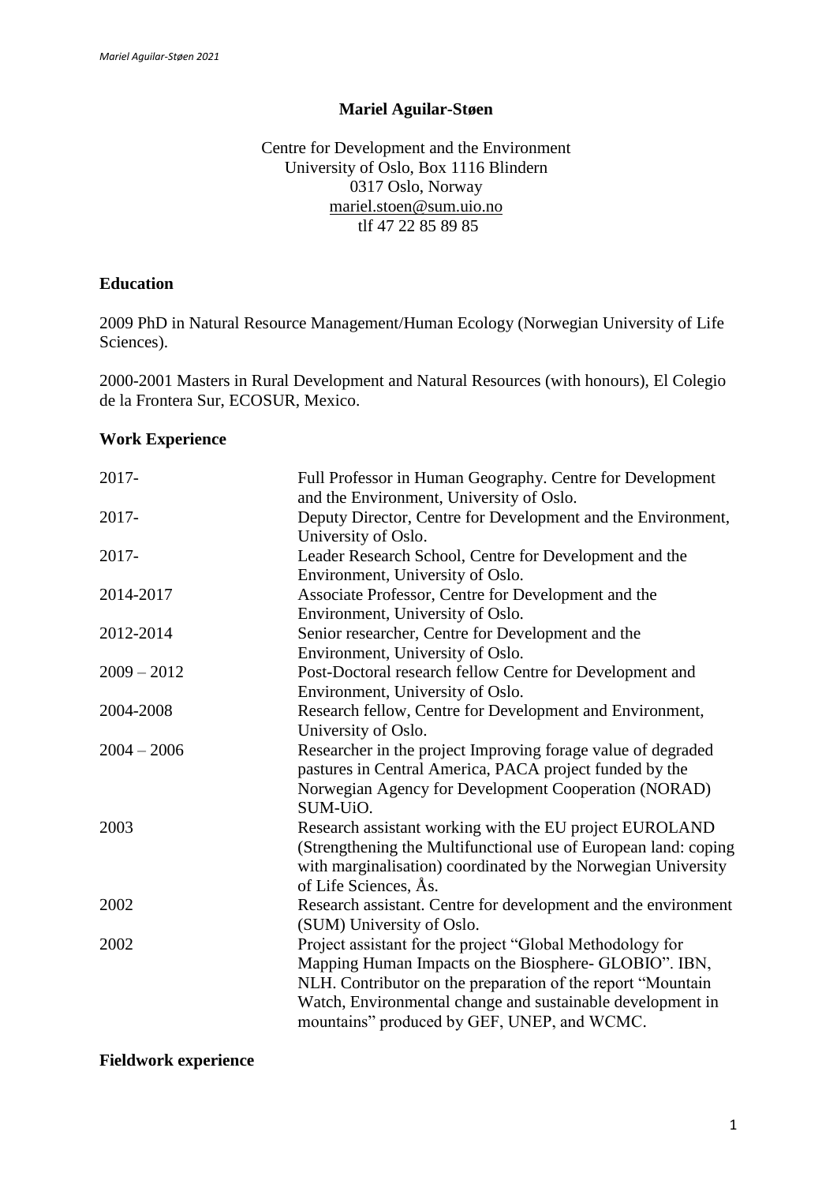# Mariel Aguilar-Støen

Centre for Development and the Environment
University of Oslo, Box 1116 Blindern
0317 Oslo, Norway
mariel.stoen@sum.uio.no
tlf 47 22 85 89 85

## Education

2009 PhD in Natural Resource Management/Human Ecology (Norwegian University of Life Sciences).

2000-2001 Masters in Rural Development and Natural Resources (with honours), El Colegio de la Frontera Sur, ECOSUR, Mexico.

## Work Experience

| | |
|---|---|
| 2017- | Full Professor in Human Geography. Centre for Development and the Environment, University of Oslo. |
| 2017- | Deputy Director, Centre for Development and the Environment, University of Oslo. |
| 2017- | Leader Research School, Centre for Development and the Environment, University of Oslo. |
| 2014-2017 | Associate Professor, Centre for Development and the Environment, University of Oslo. |
| 2012-2014 | Senior researcher, Centre for Development and the Environment, University of Oslo. |
| 2009 – 2012 | Post-Doctoral research fellow Centre for Development and Environment, University of Oslo. |
| 2004-2008 | Research fellow, Centre for Development and Environment, University of Oslo. |
| 2004 – 2006 | Researcher in the project Improving forage value of degraded pastures in Central America, PACA project funded by the Norwegian Agency for Development Cooperation (NORAD) SUM-UiO. |
| 2003 | Research assistant working with the EU project EUROLAND (Strengthening the Multifunctional use of European land: coping with marginalisation) coordinated by the Norwegian University of Life Sciences, Ås. |
| 2002 | Research assistant. Centre for development and the environment (SUM) University of Oslo. |
| 2002 | Project assistant for the project "Global Methodology for Mapping Human Impacts on the Biosphere- GLOBIO". IBN, NLH. Contributor on the preparation of the report "Mountain Watch, Environmental change and sustainable development in mountains" produced by GEF, UNEP, and WCMC. |

## Fieldwork experience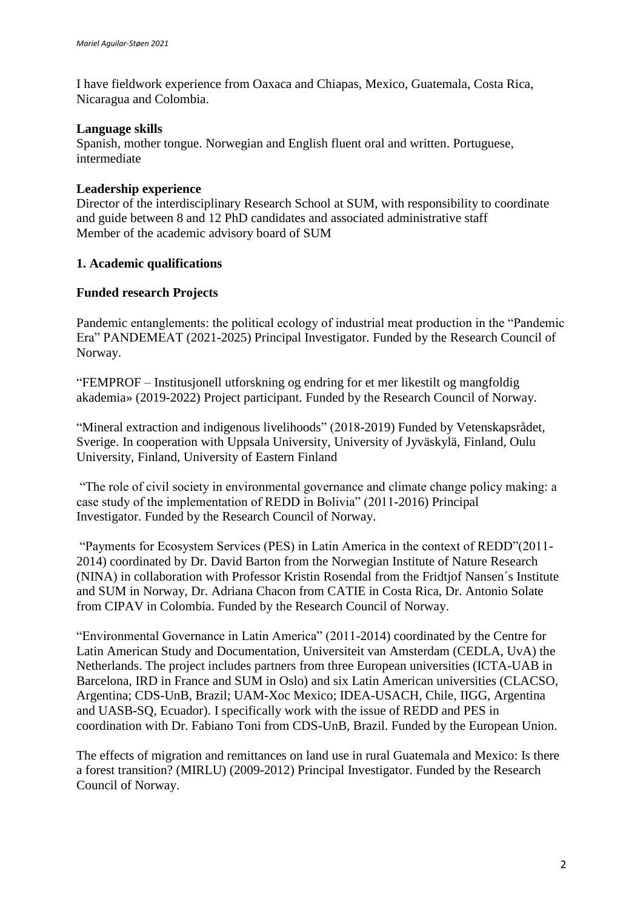I have fieldwork experience from Oaxaca and Chiapas, Mexico, Guatemala, Costa Rica, Nicaragua and Colombia.

**Language skills**

Spanish, mother tongue. Norwegian and English fluent oral and written. Portuguese, intermediate

**Leadership experience**

Director of the interdisciplinary Research School at SUM, with responsibility to coordinate and guide between 8 and 12 PhD candidates and associated administrative staff
Member of the academic advisory board of SUM

## 1. Academic qualifications

### Funded research Projects

Pandemic entanglements: the political ecology of industrial meat production in the "Pandemic Era" PANDEMEAT (2021-2025) Principal Investigator. Funded by the Research Council of Norway.

"FEMPROF – Institusjonell utforskning og endring for et mer likestilt og mangfoldig akademia» (2019-2022) Project participant. Funded by the Research Council of Norway.

"Mineral extraction and indigenous livelihoods" (2018-2019) Funded by Vetenskapsrådet, Sverige. In cooperation with Uppsala University, University of Jyväskylä, Finland, Oulu University, Finland, University of Eastern Finland

"The role of civil society in environmental governance and climate change policy making: a case study of the implementation of REDD in Bolivia" (2011-2016) Principal Investigator. Funded by the Research Council of Norway.

"Payments for Ecosystem Services (PES) in Latin America in the context of REDD"(2011-2014) coordinated by Dr. David Barton from the Norwegian Institute of Nature Research (NINA) in collaboration with Professor Kristin Rosendal from the Fridtjof Nansen´s Institute and SUM in Norway, Dr. Adriana Chacon from CATIE in Costa Rica, Dr. Antonio Solate from CIPAV in Colombia. Funded by the Research Council of Norway.

"Environmental Governance in Latin America" (2011-2014) coordinated by the Centre for Latin American Study and Documentation, Universiteit van Amsterdam (CEDLA, UvA) the Netherlands. The project includes partners from three European universities (ICTA-UAB in Barcelona, IRD in France and SUM in Oslo) and six Latin American universities (CLACSO, Argentina; CDS-UnB, Brazil; UAM-Xoc Mexico; IDEA-USACH, Chile, IIGG, Argentina and UASB-SQ, Ecuador). I specifically work with the issue of REDD and PES in coordination with Dr. Fabiano Toni from CDS-UnB, Brazil. Funded by the European Union.

The effects of migration and remittances on land use in rural Guatemala and Mexico: Is there a forest transition? (MIRLU) (2009-2012) Principal Investigator. Funded by the Research Council of Norway.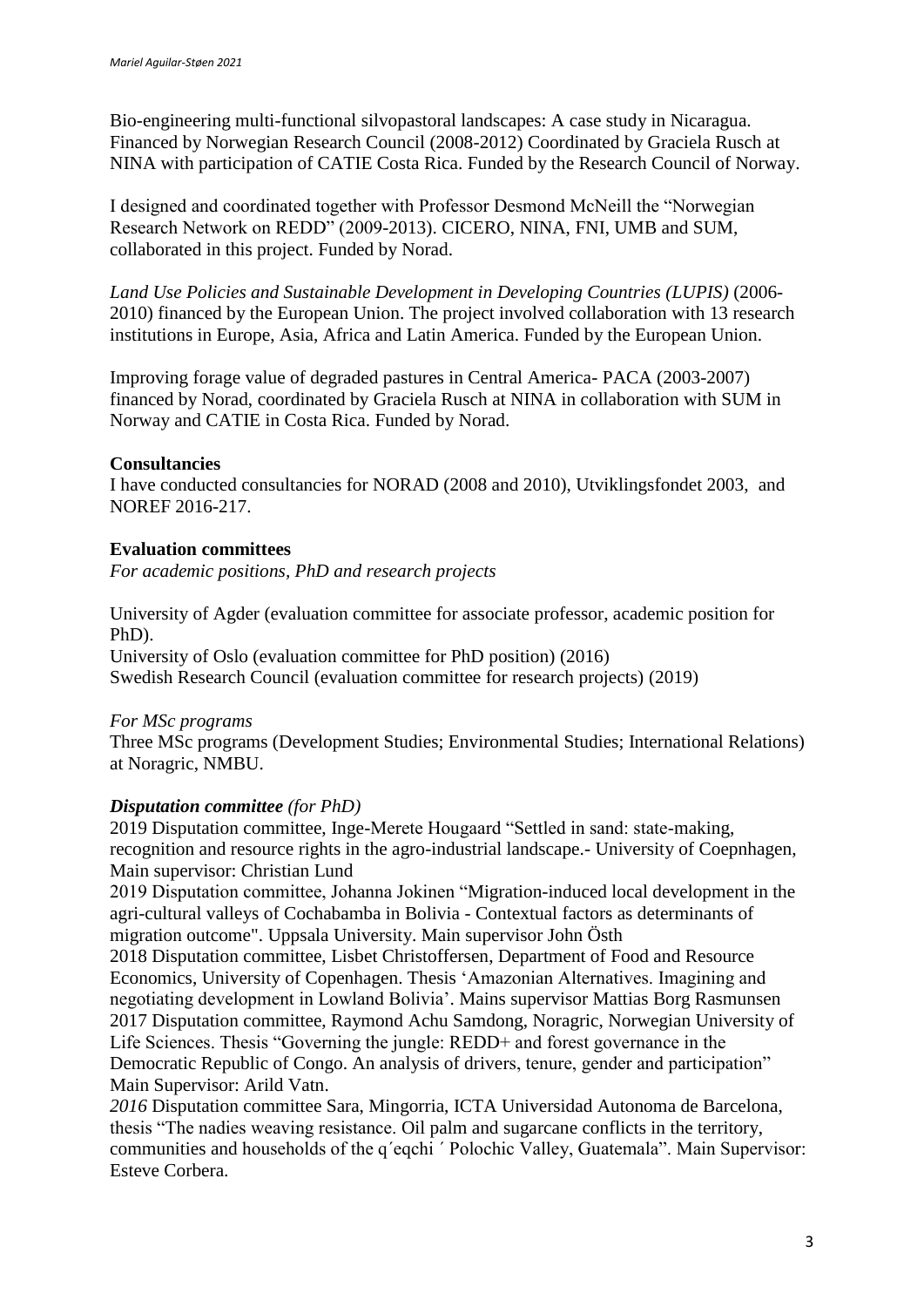Bio-engineering multi-functional silvopastoral landscapes: A case study in Nicaragua. Financed by Norwegian Research Council (2008-2012) Coordinated by Graciela Rusch at NINA with participation of CATIE Costa Rica. Funded by the Research Council of Norway.

I designed and coordinated together with Professor Desmond McNeill the "Norwegian Research Network on REDD" (2009-2013). CICERO, NINA, FNI, UMB and SUM, collaborated in this project. Funded by Norad.

*Land Use Policies and Sustainable Development in Developing Countries (LUPIS)* (2006-2010) financed by the European Union. The project involved collaboration with 13 research institutions in Europe, Asia, Africa and Latin America. Funded by the European Union.

Improving forage value of degraded pastures in Central America- PACA (2003-2007) financed by Norad, coordinated by Graciela Rusch at NINA in collaboration with SUM in Norway and CATIE in Costa Rica. Funded by Norad.

**Consultancies**

I have conducted consultancies for NORAD (2008 and 2010), Utviklingsfondet 2003, and NOREF 2016-217.

**Evaluation committees**

*For academic positions, PhD and research projects*

University of Agder (evaluation committee for associate professor, academic position for PhD).
University of Oslo (evaluation committee for PhD position) (2016)
Swedish Research Council (evaluation committee for research projects) (2019)

*For MSc programs*

Three MSc programs (Development Studies; Environmental Studies; International Relations) at Noragric, NMBU.

***Disputation committee*** *(for PhD)*

2019 Disputation committee, Inge-Merete Hougaard "Settled in sand: state-making, recognition and resource rights in the agro-industrial landscape.- University of Coepnhagen, Main supervisor: Christian Lund

2019 Disputation committee, Johanna Jokinen "Migration-induced local development in the agri-cultural valleys of Cochabamba in Bolivia - Contextual factors as determinants of migration outcome". Uppsala University. Main supervisor John Östh

2018 Disputation committee, Lisbet Christoffersen, Department of Food and Resource Economics, University of Copenhagen. Thesis 'Amazonian Alternatives. Imagining and negotiating development in Lowland Bolivia'. Mains supervisor Mattias Borg Rasmunsen

2017 Disputation committee, Raymond Achu Samdong, Noragric, Norwegian University of Life Sciences. Thesis "Governing the jungle: REDD+ and forest governance in the Democratic Republic of Congo. An analysis of drivers, tenure, gender and participation" Main Supervisor: Arild Vatn.

*2016* Disputation committee Sara, Mingorria, ICTA Universidad Autonoma de Barcelona, thesis "The nadies weaving resistance. Oil palm and sugarcane conflicts in the territory, communities and households of the q´eqchi ´ Polochic Valley, Guatemala". Main Supervisor: Esteve Corbera.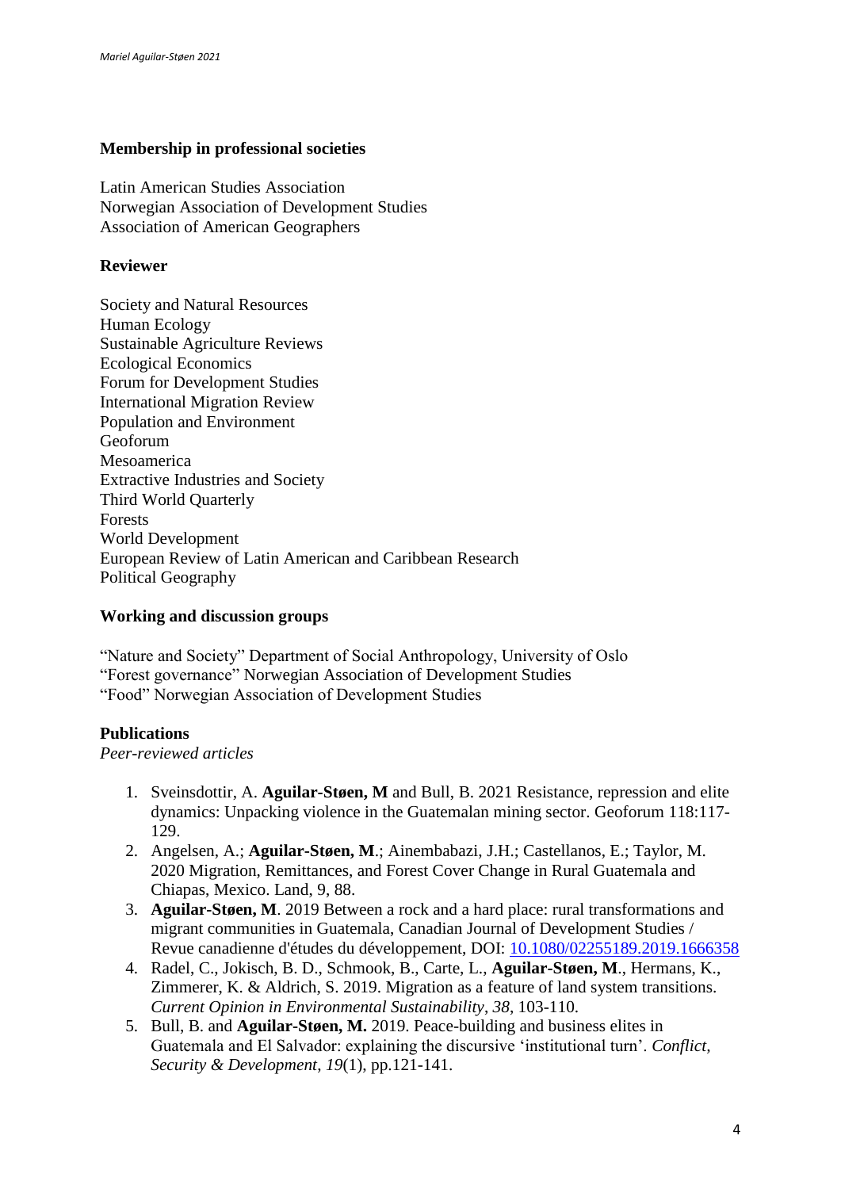**Membership in professional societies**

Latin American Studies Association
Norwegian Association of Development Studies
Association of American Geographers

**Reviewer**

Society and Natural Resources
Human Ecology
Sustainable Agriculture Reviews
Ecological Economics
Forum for Development Studies
International Migration Review
Population and Environment
Geoforum
Mesoamerica
Extractive Industries and Society
Third World Quarterly
Forests
World Development
European Review of Latin American and Caribbean Research
Political Geography

**Working and discussion groups**

"Nature and Society" Department of Social Anthropology, University of Oslo
"Forest governance" Norwegian Association of Development Studies
"Food" Norwegian Association of Development Studies

**Publications**

*Peer-reviewed articles*

1. Sveinsdottir, A. **Aguilar-Støen, M** and Bull, B. 2021 Resistance, repression and elite dynamics: Unpacking violence in the Guatemalan mining sector. Geoforum 118:117-129.
2. Angelsen, A.; **Aguilar-Støen, M**.; Ainembabazi, J.H.; Castellanos, E.; Taylor, M. 2020 Migration, Remittances, and Forest Cover Change in Rural Guatemala and Chiapas, Mexico. Land, 9, 88.
3. **Aguilar-Støen, M**. 2019 Between a rock and a hard place: rural transformations and migrant communities in Guatemala, Canadian Journal of Development Studies / Revue canadienne d'études du développement, DOI: 10.1080/02255189.2019.1666358
4. Radel, C., Jokisch, B. D., Schmook, B., Carte, L., **Aguilar-Støen, M**., Hermans, K., Zimmerer, K. & Aldrich, S. 2019. Migration as a feature of land system transitions. *Current Opinion in Environmental Sustainability*, *38*, 103-110.
5. Bull, B. and **Aguilar-Støen, M.** 2019. Peace-building and business elites in Guatemala and El Salvador: explaining the discursive 'institutional turn'. *Conflict, Security & Development*, *19*(1), pp.121-141.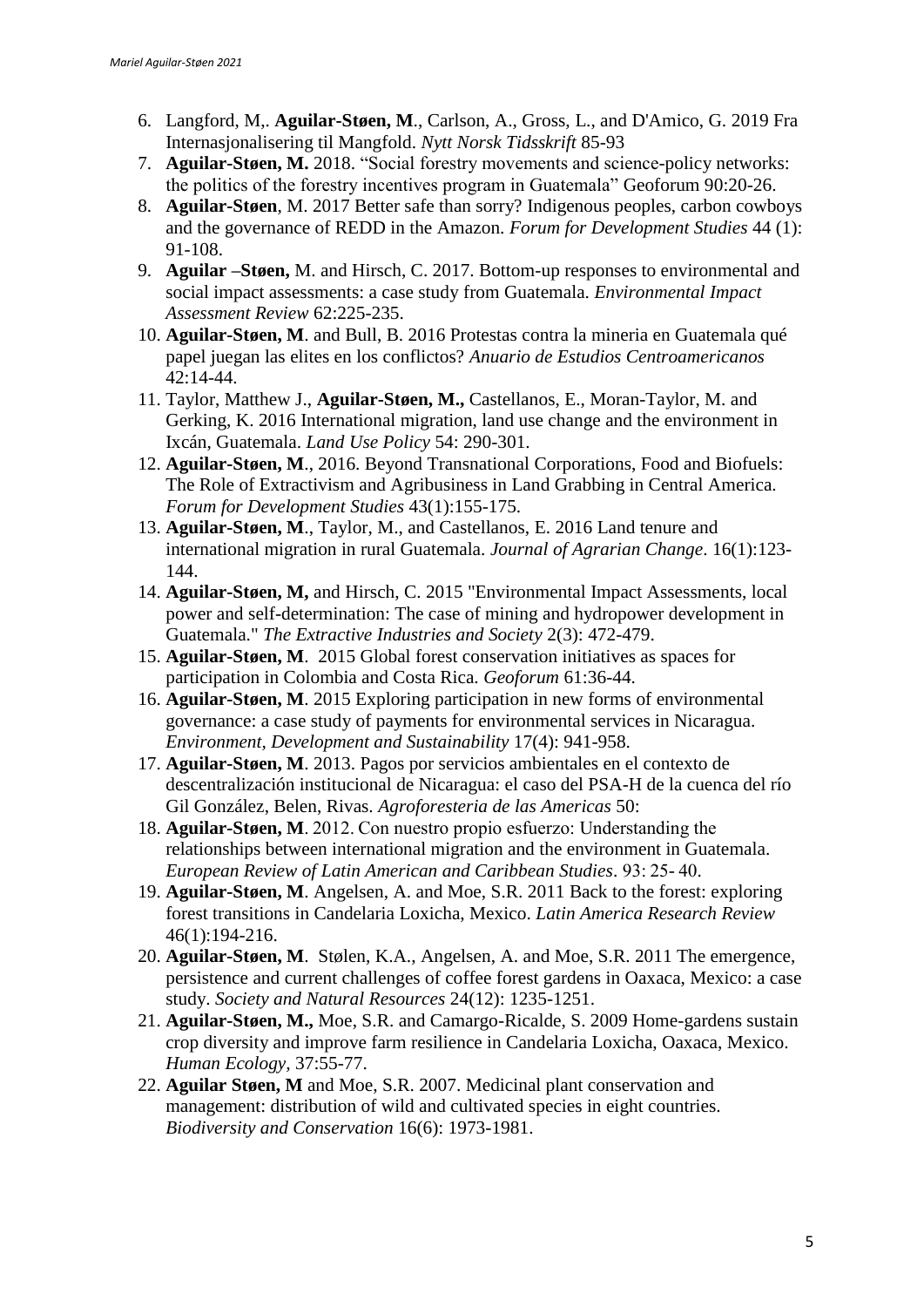6. Langford, M,. **Aguilar-Støen, M**., Carlson, A., Gross, L., and D'Amico, G. 2019 Fra Internasjonalisering til Mangfold. *Nytt Norsk Tidsskrift* 85-93
7. **Aguilar-Støen, M.** 2018. "Social forestry movements and science-policy networks: the politics of the forestry incentives program in Guatemala" Geoforum 90:20-26.
8. **Aguilar-Støen**, M. 2017 Better safe than sorry? Indigenous peoples, carbon cowboys and the governance of REDD in the Amazon. *Forum for Development Studies* 44 (1): 91-108.
9. **Aguilar –Støen,** M. and Hirsch, C. 2017. Bottom-up responses to environmental and social impact assessments: a case study from Guatemala. *Environmental Impact Assessment Review* 62:225-235.
10. **Aguilar-Støen, M**. and Bull, B. 2016 Protestas contra la mineria en Guatemala qué papel juegan las elites en los conflictos? *Anuario de Estudios Centroamericanos* 42:14-44.
11. Taylor, Matthew J., **Aguilar-Støen, M.,** Castellanos, E., Moran-Taylor, M. and Gerking, K. 2016 International migration, land use change and the environment in Ixcán, Guatemala. *Land Use Policy* 54: 290-301.
12. **Aguilar-Støen, M**., 2016. Beyond Transnational Corporations, Food and Biofuels: The Role of Extractivism and Agribusiness in Land Grabbing in Central America. *Forum for Development Studies* 43(1):155-175.
13. **Aguilar-Støen, M**., Taylor, M., and Castellanos, E. 2016 Land tenure and international migration in rural Guatemala. *Journal of Agrarian Change*. 16(1):123-144.
14. **Aguilar-Støen, M,** and Hirsch, C. 2015 "Environmental Impact Assessments, local power and self-determination: The case of mining and hydropower development in Guatemala." *The Extractive Industries and Society* 2(3): 472-479.
15. **Aguilar-Støen, M**. 2015 Global forest conservation initiatives as spaces for participation in Colombia and Costa Rica. *Geoforum* 61:36-44.
16. **Aguilar-Støen, M**. 2015 Exploring participation in new forms of environmental governance: a case study of payments for environmental services in Nicaragua. *Environment, Development and Sustainability* 17(4): 941-958.
17. **Aguilar-Støen, M**. 2013. Pagos por servicios ambientales en el contexto de descentralización institucional de Nicaragua: el caso del PSA-H de la cuenca del río Gil González, Belen, Rivas. *Agroforesteria de las Americas* 50:
18. **Aguilar-Støen, M**. 2012. Con nuestro propio esfuerzo: Understanding the relationships between international migration and the environment in Guatemala. *European Review of Latin American and Caribbean Studies*. 93: 25- 40.
19. **Aguilar-Støen, M**. Angelsen, A. and Moe, S.R. 2011 Back to the forest: exploring forest transitions in Candelaria Loxicha, Mexico. *Latin America Research Review* 46(1):194-216.
20. **Aguilar-Støen, M**. Stølen, K.A., Angelsen, A. and Moe, S.R. 2011 The emergence, persistence and current challenges of coffee forest gardens in Oaxaca, Mexico: a case study. *Society and Natural Resources* 24(12): 1235-1251.
21. **Aguilar-Støen, M.,** Moe, S.R. and Camargo-Ricalde, S. 2009 Home-gardens sustain crop diversity and improve farm resilience in Candelaria Loxicha, Oaxaca, Mexico. *Human Ecology*, 37:55-77.
22. **Aguilar Støen, M** and Moe, S.R. 2007. Medicinal plant conservation and management: distribution of wild and cultivated species in eight countries. *Biodiversity and Conservation* 16(6): 1973-1981.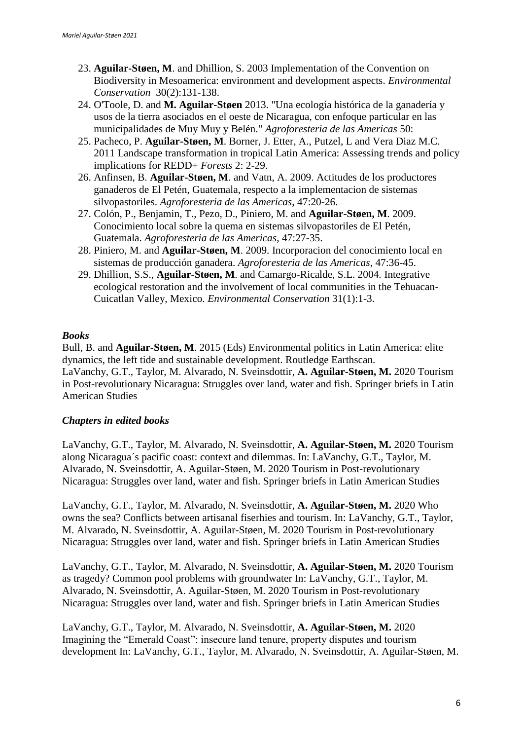23. **Aguilar-Støen, M**. and Dhillion, S. 2003 Implementation of the Convention on Biodiversity in Mesoamerica: environment and development aspects. *Environmental Conservation* 30(2):131-138.
24. O'Toole, D. and **M. Aguilar-Støen** 2013. "Una ecología histórica de la ganadería y usos de la tierra asociados en el oeste de Nicaragua, con enfoque particular en las municipalidades de Muy Muy y Belén." *Agroforesteria de las Americas* 50:
25. Pacheco, P. **Aguilar-Støen, M**. Borner, J. Etter, A., Putzel, L and Vera Diaz M.C. 2011 Landscape transformation in tropical Latin America: Assessing trends and policy implications for REDD+ *Forests* 2: 2-29.
26. Anfinsen, B. **Aguilar-Støen, M**. and Vatn, A. 2009. Actitudes de los productores ganaderos de El Petén, Guatemala, respecto a la implementacion de sistemas silvopastoriles. *Agroforesteria de las Americas*, 47:20-26.
27. Colón, P., Benjamin, T., Pezo, D., Piniero, M. and **Aguilar-Støen, M**. 2009. Conocimiento local sobre la quema en sistemas silvopastoriles de El Petén, Guatemala. *Agroforesteria de las Americas*, 47:27-35.
28. Piniero, M. and **Aguilar-Støen, M**. 2009. Incorporacion del conocimiento local en sistemas de producción ganadera. *Agroforesteria de las Americas*, 47:36-45.
29. Dhillion, S.S., **Aguilar-Støen, M**. and Camargo-Ricalde, S.L. 2004. Integrative ecological restoration and the involvement of local communities in the Tehuacan-Cuicatlan Valley, Mexico. *Environmental Conservation* 31(1):1-3.

### *Books*

Bull, B. and **Aguilar-Støen, M**. 2015 (Eds) Environmental politics in Latin America: elite dynamics, the left tide and sustainable development. Routledge Earthscan.
LaVanchy, G.T., Taylor, M. Alvarado, N. Sveinsdottir, **A. Aguilar-Støen, M.** 2020 Tourism in Post-revolutionary Nicaragua: Struggles over land, water and fish. Springer briefs in Latin American Studies

### *Chapters in edited books*

LaVanchy, G.T., Taylor, M. Alvarado, N. Sveinsdottir, **A. Aguilar-Støen, M.** 2020 Tourism along Nicaragua´s pacific coast: context and dilemmas. In: LaVanchy, G.T., Taylor, M. Alvarado, N. Sveinsdottir, A. Aguilar-Støen, M. 2020 Tourism in Post-revolutionary Nicaragua: Struggles over land, water and fish. Springer briefs in Latin American Studies

LaVanchy, G.T., Taylor, M. Alvarado, N. Sveinsdottir, **A. Aguilar-Støen, M.** 2020 Who owns the sea? Conflicts between artisanal fiserhies and tourism. In: LaVanchy, G.T., Taylor, M. Alvarado, N. Sveinsdottir, A. Aguilar-Støen, M. 2020 Tourism in Post-revolutionary Nicaragua: Struggles over land, water and fish. Springer briefs in Latin American Studies

LaVanchy, G.T., Taylor, M. Alvarado, N. Sveinsdottir, **A. Aguilar-Støen, M.** 2020 Tourism as tragedy? Common pool problems with groundwater In: LaVanchy, G.T., Taylor, M. Alvarado, N. Sveinsdottir, A. Aguilar-Støen, M. 2020 Tourism in Post-revolutionary Nicaragua: Struggles over land, water and fish. Springer briefs in Latin American Studies

LaVanchy, G.T., Taylor, M. Alvarado, N. Sveinsdottir, **A. Aguilar-Støen, M.** 2020 Imagining the "Emerald Coast": insecure land tenure, property disputes and tourism development In: LaVanchy, G.T., Taylor, M. Alvarado, N. Sveinsdottir, A. Aguilar-Støen, M.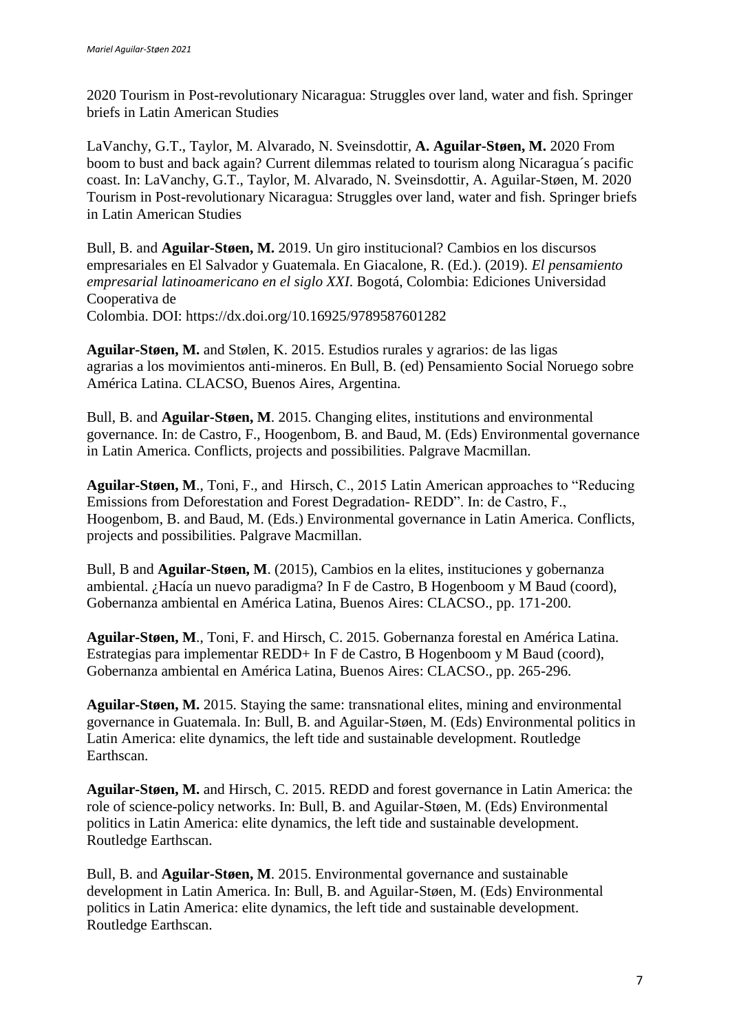2020 Tourism in Post-revolutionary Nicaragua: Struggles over land, water and fish. Springer briefs in Latin American Studies

LaVanchy, G.T., Taylor, M. Alvarado, N. Sveinsdottir, **A. Aguilar-Støen, M.** 2020 From boom to bust and back again? Current dilemmas related to tourism along Nicaragua´s pacific coast. In: LaVanchy, G.T., Taylor, M. Alvarado, N. Sveinsdottir, A. Aguilar-Støen, M. 2020 Tourism in Post-revolutionary Nicaragua: Struggles over land, water and fish. Springer briefs in Latin American Studies

Bull, B. and **Aguilar-Støen, M.** 2019. Un giro institucional? Cambios en los discursos empresariales en El Salvador y Guatemala. En Giacalone, R. (Ed.). (2019). *El pensamiento empresarial latinoamericano en el siglo XXI*. Bogotá, Colombia: Ediciones Universidad Cooperativa de Colombia. DOI: https://dx.doi.org/10.16925/9789587601282

**Aguilar-Støen, M.** and Stølen, K. 2015. Estudios rurales y agrarios: de las ligas agrarias a los movimientos anti-mineros. En Bull, B. (ed) Pensamiento Social Noruego sobre América Latina. CLACSO, Buenos Aires, Argentina.

Bull, B. and **Aguilar-Støen, M**. 2015. Changing elites, institutions and environmental governance. In: de Castro, F., Hoogenbom, B. and Baud, M. (Eds) Environmental governance in Latin America. Conflicts, projects and possibilities. Palgrave Macmillan.

**Aguilar-Støen, M**., Toni, F., and Hirsch, C., 2015 Latin American approaches to "Reducing Emissions from Deforestation and Forest Degradation- REDD". In: de Castro, F., Hoogenbom, B. and Baud, M. (Eds.) Environmental governance in Latin America. Conflicts, projects and possibilities. Palgrave Macmillan.

Bull, B and **Aguilar-Støen, M**. (2015), Cambios en la elites, instituciones y gobernanza ambiental. ¿Hacía un nuevo paradigma? In F de Castro, B Hogenboom y M Baud (coord), Gobernanza ambiental en América Latina, Buenos Aires: CLACSO., pp. 171-200.

**Aguilar-Støen, M**., Toni, F. and Hirsch, C. 2015. Gobernanza forestal en América Latina. Estrategias para implementar REDD+ In F de Castro, B Hogenboom y M Baud (coord), Gobernanza ambiental en América Latina, Buenos Aires: CLACSO., pp. 265-296.

**Aguilar-Støen, M.** 2015. Staying the same: transnational elites, mining and environmental governance in Guatemala. In: Bull, B. and Aguilar-Støen, M. (Eds) Environmental politics in Latin America: elite dynamics, the left tide and sustainable development. Routledge Earthscan.

**Aguilar-Støen, M.** and Hirsch, C. 2015. REDD and forest governance in Latin America: the role of science-policy networks. In: Bull, B. and Aguilar-Støen, M. (Eds) Environmental politics in Latin America: elite dynamics, the left tide and sustainable development. Routledge Earthscan.

Bull, B. and **Aguilar-Støen, M**. 2015. Environmental governance and sustainable development in Latin America. In: Bull, B. and Aguilar-Støen, M. (Eds) Environmental politics in Latin America: elite dynamics, the left tide and sustainable development. Routledge Earthscan.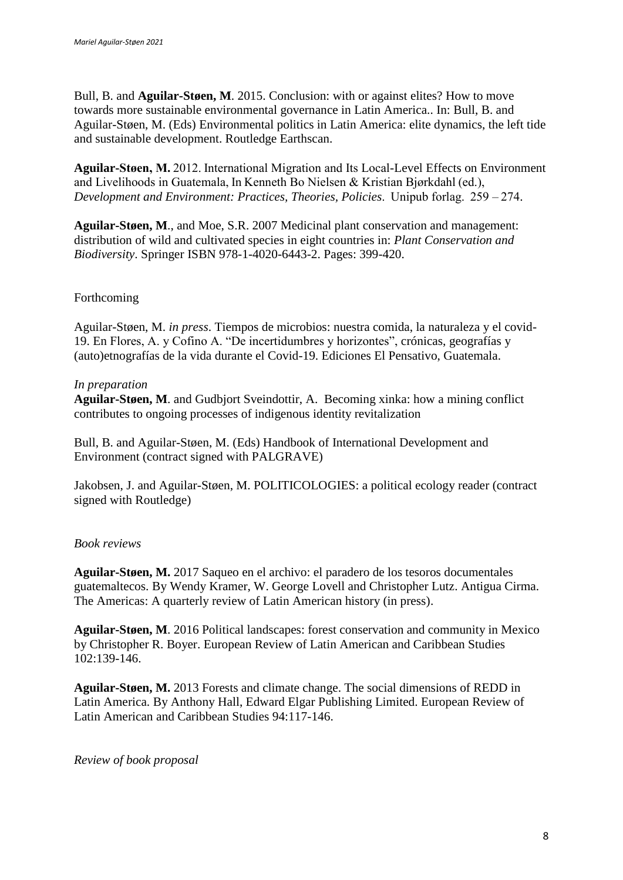Bull, B. and **Aguilar-Støen, M**. 2015. Conclusion: with or against elites? How to move towards more sustainable environmental governance in Latin America.. In: Bull, B. and Aguilar-Støen, M. (Eds) Environmental politics in Latin America: elite dynamics, the left tide and sustainable development. Routledge Earthscan.

**Aguilar-Støen, M.** 2012. International Migration and Its Local-Level Effects on Environment and Livelihoods in Guatemala, In Kenneth Bo Nielsen & Kristian Bjørkdahl (ed.), *Development and Environment: Practices, Theories, Policies*. Unipub forlag. 259 – 274.

**Aguilar-Støen, M**., and Moe, S.R. 2007 Medicinal plant conservation and management: distribution of wild and cultivated species in eight countries in: *Plant Conservation and Biodiversity*. Springer ISBN 978-1-4020-6443-2. Pages: 399-420.

Forthcoming

Aguilar-Støen, M. *in press*. Tiempos de microbios: nuestra comida, la naturaleza y el covid-19. En Flores, A. y Cofino A. "De incertidumbres y horizontes", crónicas, geografías y (auto)etnografías de la vida durante el Covid-19. Ediciones El Pensativo, Guatemala.

*In preparation*

**Aguilar-Støen, M**. and Gudbjort Sveindottir, A. Becoming xinka: how a mining conflict contributes to ongoing processes of indigenous identity revitalization

Bull, B. and Aguilar-Støen, M. (Eds) Handbook of International Development and Environment (contract signed with PALGRAVE)

Jakobsen, J. and Aguilar-Støen, M. POLITICOLOGIES: a political ecology reader (contract signed with Routledge)

*Book reviews*

**Aguilar-Støen, M.** 2017 Saqueo en el archivo: el paradero de los tesoros documentales guatemaltecos. By Wendy Kramer, W. George Lovell and Christopher Lutz. Antigua Cirma. The Americas: A quarterly review of Latin American history (in press).

**Aguilar-Støen, M**. 2016 Political landscapes: forest conservation and community in Mexico by Christopher R. Boyer. European Review of Latin American and Caribbean Studies 102:139-146.

**Aguilar-Støen, M.** 2013 Forests and climate change. The social dimensions of REDD in Latin America. By Anthony Hall, Edward Elgar Publishing Limited. European Review of Latin American and Caribbean Studies 94:117-146.

*Review of book proposal*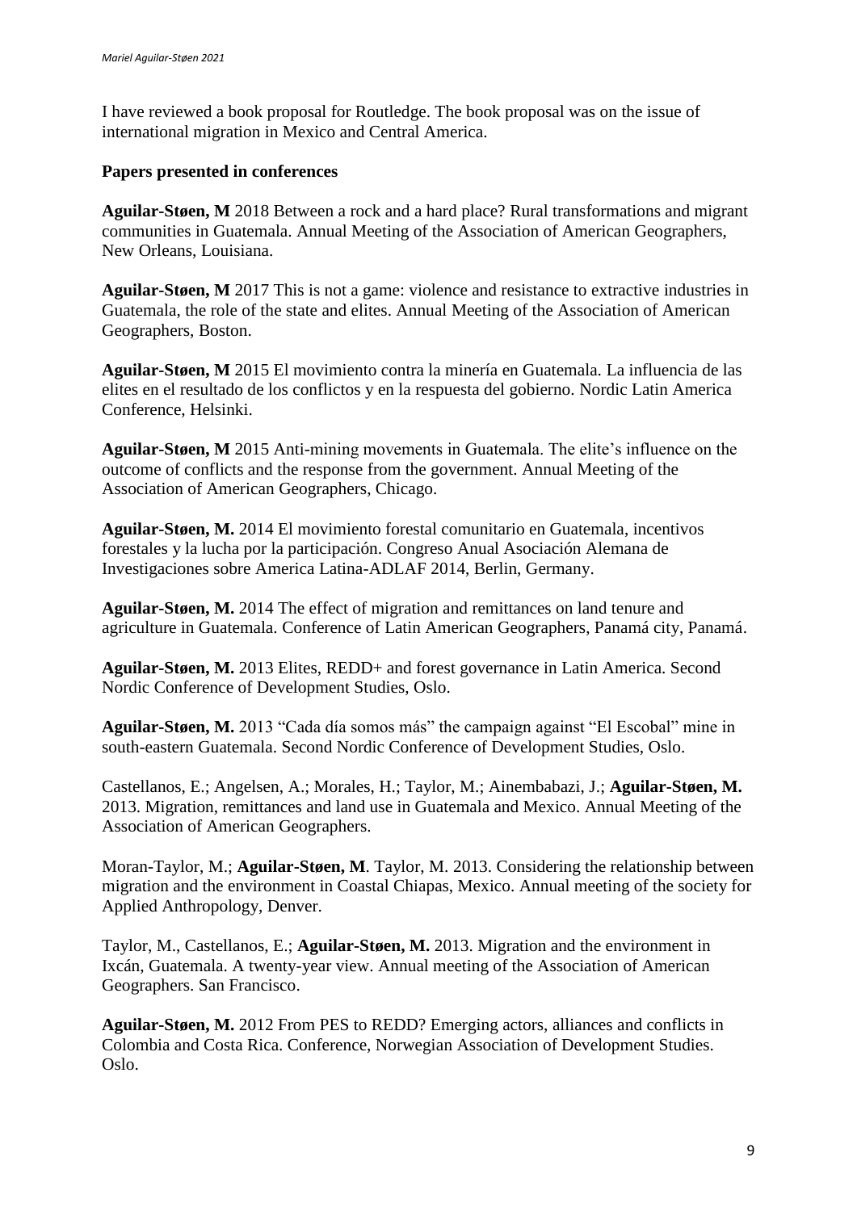I have reviewed a book proposal for Routledge. The book proposal was on the issue of international migration in Mexico and Central America.

**Papers presented in conferences**

**Aguilar-Støen, M** 2018 Between a rock and a hard place? Rural transformations and migrant communities in Guatemala. Annual Meeting of the Association of American Geographers, New Orleans, Louisiana.

**Aguilar-Støen, M** 2017 This is not a game: violence and resistance to extractive industries in Guatemala, the role of the state and elites. Annual Meeting of the Association of American Geographers, Boston.

**Aguilar-Støen, M** 2015 El movimiento contra la minería en Guatemala. La influencia de las elites en el resultado de los conflictos y en la respuesta del gobierno. Nordic Latin America Conference, Helsinki.

**Aguilar-Støen, M** 2015 Anti-mining movements in Guatemala. The elite's influence on the outcome of conflicts and the response from the government. Annual Meeting of the Association of American Geographers, Chicago.

**Aguilar-Støen, M.** 2014 El movimiento forestal comunitario en Guatemala, incentivos forestales y la lucha por la participación. Congreso Anual Asociación Alemana de Investigaciones sobre America Latina-ADLAF 2014, Berlin, Germany.

**Aguilar-Støen, M.** 2014 The effect of migration and remittances on land tenure and agriculture in Guatemala. Conference of Latin American Geographers, Panamá city, Panamá.

**Aguilar-Støen, M.** 2013 Elites, REDD+ and forest governance in Latin America. Second Nordic Conference of Development Studies, Oslo.

**Aguilar-Støen, M.** 2013 "Cada día somos más" the campaign against "El Escobal" mine in south-eastern Guatemala. Second Nordic Conference of Development Studies, Oslo.

Castellanos, E.; Angelsen, A.; Morales, H.; Taylor, M.; Ainembabazi, J.; **Aguilar-Støen, M.** 2013. Migration, remittances and land use in Guatemala and Mexico. Annual Meeting of the Association of American Geographers.

Moran-Taylor, M.; **Aguilar-Støen, M**. Taylor, M. 2013. Considering the relationship between migration and the environment in Coastal Chiapas, Mexico. Annual meeting of the society for Applied Anthropology, Denver.

Taylor, M., Castellanos, E.; **Aguilar-Støen, M.** 2013. Migration and the environment in Ixcán, Guatemala. A twenty-year view. Annual meeting of the Association of American Geographers. San Francisco.

**Aguilar-Støen, M.** 2012 From PES to REDD? Emerging actors, alliances and conflicts in Colombia and Costa Rica. Conference, Norwegian Association of Development Studies. Oslo.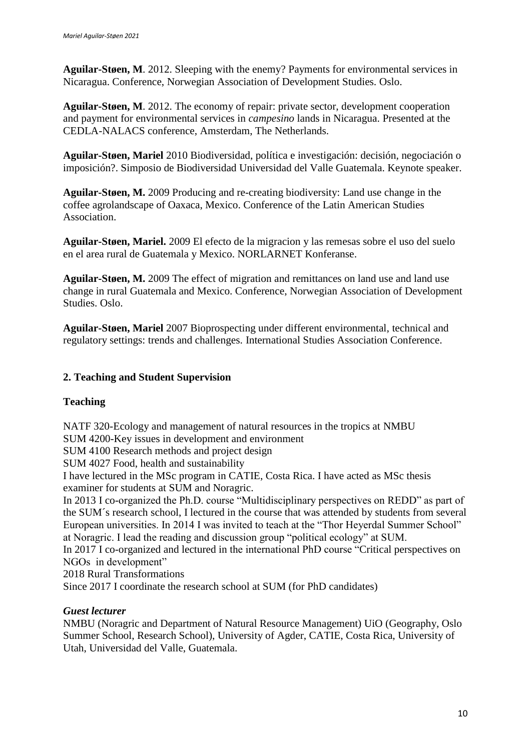**Aguilar-Støen, M**. 2012. Sleeping with the enemy? Payments for environmental services in Nicaragua. Conference, Norwegian Association of Development Studies. Oslo.

**Aguilar-Støen, M**. 2012. The economy of repair: private sector, development cooperation and payment for environmental services in *campesino* lands in Nicaragua. Presented at the CEDLA-NALACS conference, Amsterdam, The Netherlands.

**Aguilar-Støen, Mariel** 2010 Biodiversidad, política e investigación: decisión, negociación o imposición?. Simposio de Biodiversidad Universidad del Valle Guatemala. Keynote speaker.

**Aguilar-Støen, M.** 2009 Producing and re-creating biodiversity: Land use change in the coffee agrolandscape of Oaxaca, Mexico. Conference of the Latin American Studies Association.

**Aguilar-Støen, Mariel.** 2009 El efecto de la migracion y las remesas sobre el uso del suelo en el area rural de Guatemala y Mexico. NORLARNET Konferanse.

**Aguilar-Støen, M.** 2009 The effect of migration and remittances on land use and land use change in rural Guatemala and Mexico. Conference, Norwegian Association of Development Studies. Oslo.

**Aguilar-Støen, Mariel** 2007 Bioprospecting under different environmental, technical and regulatory settings: trends and challenges. International Studies Association Conference.

## 2. Teaching and Student Supervision

### Teaching

NATF 320-Ecology and management of natural resources in the tropics at NMBU
SUM 4200-Key issues in development and environment
SUM 4100 Research methods and project design
SUM 4027 Food, health and sustainability
I have lectured in the MSc program in CATIE, Costa Rica. I have acted as MSc thesis examiner for students at SUM and Noragric.
In 2013 I co-organized the Ph.D. course "Multidisciplinary perspectives on REDD" as part of the SUM´s research school, I lectured in the course that was attended by students from several European universities. In 2014 I was invited to teach at the "Thor Heyerdal Summer School" at Noragric. I lead the reading and discussion group "political ecology" at SUM.
In 2017 I co-organized and lectured in the international PhD course "Critical perspectives on NGOs in development"
2018 Rural Transformations
Since 2017 I coordinate the research school at SUM (for PhD candidates)

### *Guest lecturer*

NMBU (Noragric and Department of Natural Resource Management) UiO (Geography, Oslo Summer School, Research School), University of Agder, CATIE, Costa Rica, University of Utah, Universidad del Valle, Guatemala.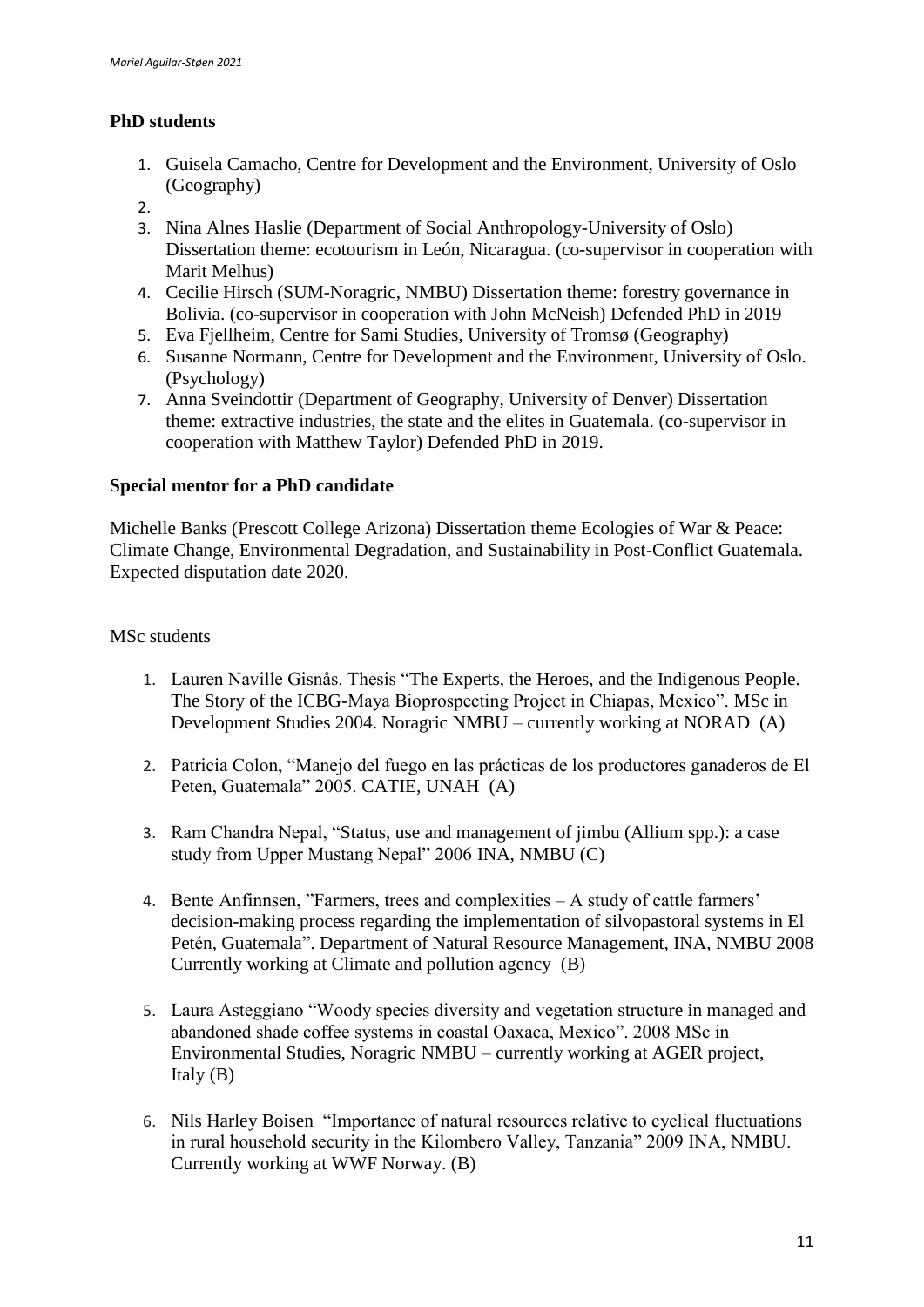**PhD students**

1. Guisela Camacho, Centre for Development and the Environment, University of Oslo (Geography)
2. 
3. Nina Alnes Haslie (Department of Social Anthropology-University of Oslo) Dissertation theme: ecotourism in León, Nicaragua. (co-supervisor in cooperation with Marit Melhus)
4. Cecilie Hirsch (SUM-Noragric, NMBU) Dissertation theme: forestry governance in Bolivia. (co-supervisor in cooperation with John McNeish) Defended PhD in 2019
5. Eva Fjellheim, Centre for Sami Studies, University of Tromsø (Geography)
6. Susanne Normann, Centre for Development and the Environment, University of Oslo. (Psychology)
7. Anna Sveindottir (Department of Geography, University of Denver) Dissertation theme: extractive industries, the state and the elites in Guatemala. (co-supervisor in cooperation with Matthew Taylor) Defended PhD in 2019.

**Special mentor for a PhD candidate**

Michelle Banks (Prescott College Arizona) Dissertation theme Ecologies of War & Peace: Climate Change, Environmental Degradation, and Sustainability in Post-Conflict Guatemala. Expected disputation date 2020.

MSc students

1. Lauren Naville Gisnås. Thesis "The Experts, the Heroes, and the Indigenous People. The Story of the ICBG-Maya Bioprospecting Project in Chiapas, Mexico". MSc in Development Studies 2004. Noragric NMBU – currently working at NORAD (A)

2. Patricia Colon, "Manejo del fuego en las prácticas de los productores ganaderos de El Peten, Guatemala" 2005. CATIE, UNAH (A)

3. Ram Chandra Nepal, "Status, use and management of jimbu (Allium spp.): a case study from Upper Mustang Nepal" 2006 INA, NMBU (C)

4. Bente Anfinnsen, "Farmers, trees and complexities – A study of cattle farmers' decision-making process regarding the implementation of silvopastoral systems in El Petén, Guatemala". Department of Natural Resource Management, INA, NMBU 2008 Currently working at Climate and pollution agency (B)

5. Laura Asteggiano "Woody species diversity and vegetation structure in managed and abandoned shade coffee systems in coastal Oaxaca, Mexico". 2008 MSc in Environmental Studies, Noragric NMBU – currently working at AGER project, Italy (B)

6. Nils Harley Boisen "Importance of natural resources relative to cyclical fluctuations in rural household security in the Kilombero Valley, Tanzania" 2009 INA, NMBU. Currently working at WWF Norway. (B)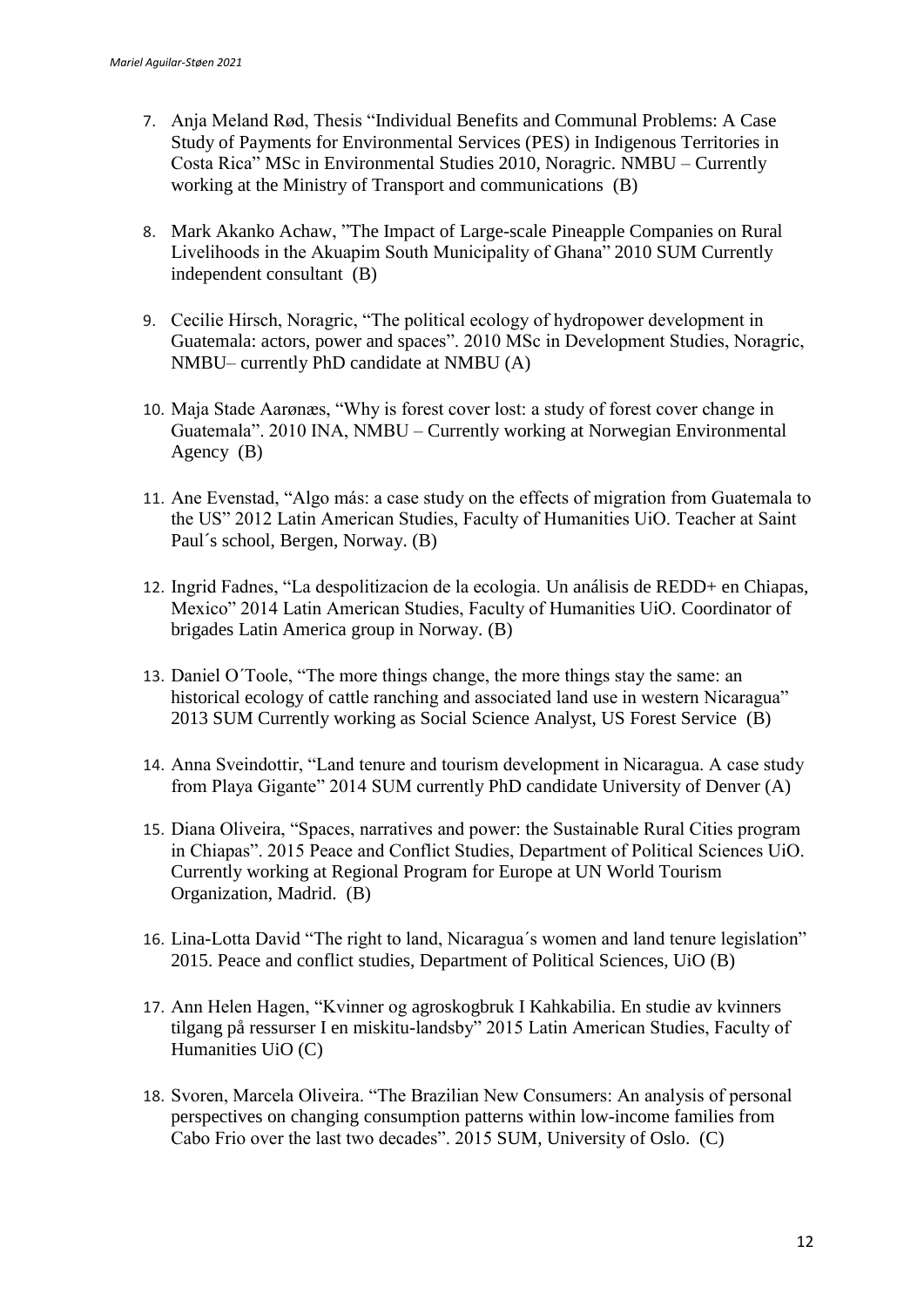7. Anja Meland Rød, Thesis "Individual Benefits and Communal Problems: A Case Study of Payments for Environmental Services (PES) in Indigenous Territories in Costa Rica" MSc in Environmental Studies 2010, Noragric. NMBU – Currently working at the Ministry of Transport and communications (B)

8. Mark Akanko Achaw, "The Impact of Large-scale Pineapple Companies on Rural Livelihoods in the Akuapim South Municipality of Ghana" 2010 SUM Currently independent consultant (B)

9. Cecilie Hirsch, Noragric, "The political ecology of hydropower development in Guatemala: actors, power and spaces". 2010 MSc in Development Studies, Noragric, NMBU– currently PhD candidate at NMBU (A)

10. Maja Stade Aarønæs, "Why is forest cover lost: a study of forest cover change in Guatemala". 2010 INA, NMBU – Currently working at Norwegian Environmental Agency (B)

11. Ane Evenstad, "Algo más: a case study on the effects of migration from Guatemala to the US" 2012 Latin American Studies, Faculty of Humanities UiO. Teacher at Saint Paul´s school, Bergen, Norway. (B)

12. Ingrid Fadnes, "La despolitizacion de la ecologia. Un análisis de REDD+ en Chiapas, Mexico" 2014 Latin American Studies, Faculty of Humanities UiO. Coordinator of brigades Latin America group in Norway. (B)

13. Daniel O´Toole, "The more things change, the more things stay the same: an historical ecology of cattle ranching and associated land use in western Nicaragua" 2013 SUM Currently working as Social Science Analyst, US Forest Service (B)

14. Anna Sveindottir, "Land tenure and tourism development in Nicaragua. A case study from Playa Gigante" 2014 SUM currently PhD candidate University of Denver (A)

15. Diana Oliveira, "Spaces, narratives and power: the Sustainable Rural Cities program in Chiapas". 2015 Peace and Conflict Studies, Department of Political Sciences UiO. Currently working at Regional Program for Europe at UN World Tourism Organization, Madrid. (B)

16. Lina-Lotta David "The right to land, Nicaragua´s women and land tenure legislation" 2015. Peace and conflict studies, Department of Political Sciences, UiO (B)

17. Ann Helen Hagen, "Kvinner og agroskogbruk I Kahkabilia. En studie av kvinners tilgang på ressurser I en miskitu-landsby" 2015 Latin American Studies, Faculty of Humanities UiO (C)

18. Svoren, Marcela Oliveira. "The Brazilian New Consumers: An analysis of personal perspectives on changing consumption patterns within low-income families from Cabo Frio over the last two decades". 2015 SUM, University of Oslo. (C)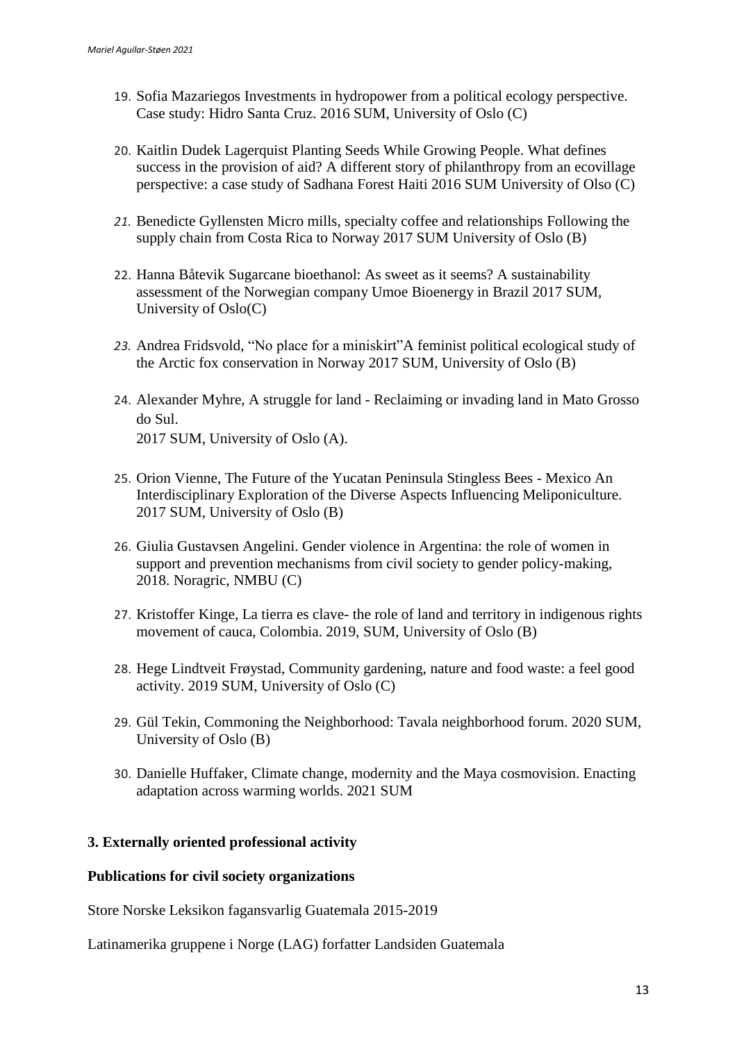19. Sofia Mazariegos Investments in hydropower from a political ecology perspective. Case study: Hidro Santa Cruz. 2016 SUM, University of Oslo (C)

20. Kaitlin Dudek Lagerquist Planting Seeds While Growing People. What defines success in the provision of aid? A different story of philanthropy from an ecovillage perspective: a case study of Sadhana Forest Haiti 2016 SUM University of Olso (C)

21. Benedicte Gyllensten Micro mills, specialty coffee and relationships Following the supply chain from Costa Rica to Norway 2017 SUM University of Oslo (B)

22. Hanna Båtevik Sugarcane bioethanol: As sweet as it seems? A sustainability assessment of the Norwegian company Umoe Bioenergy in Brazil 2017 SUM, University of Oslo(C)

23. Andrea Fridsvold, "No place for a miniskirt"A feminist political ecological study of the Arctic fox conservation in Norway 2017 SUM, University of Oslo (B)

24. Alexander Myhre, A struggle for land - Reclaiming or invading land in Mato Grosso do Sul.
    2017 SUM, University of Oslo (A).

25. Orion Vienne, The Future of the Yucatan Peninsula Stingless Bees - Mexico An Interdisciplinary Exploration of the Diverse Aspects Influencing Meliponiculture. 2017 SUM, University of Oslo (B)

26. Giulia Gustavsen Angelini. Gender violence in Argentina: the role of women in support and prevention mechanisms from civil society to gender policy-making, 2018. Noragric, NMBU (C)

27. Kristoffer Kinge, La tierra es clave- the role of land and territory in indigenous rights movement of cauca, Colombia. 2019, SUM, University of Oslo (B)

28. Hege Lindtveit Frøystad, Community gardening, nature and food waste: a feel good activity. 2019 SUM, University of Oslo (C)

29. Gül Tekin, Commoning the Neighborhood: Tavala neighborhood forum. 2020 SUM, University of Oslo (B)

30. Danielle Huffaker, Climate change, modernity and the Maya cosmovision. Enacting adaptation across warming worlds. 2021 SUM

## 3. Externally oriented professional activity

### Publications for civil society organizations

Store Norske Leksikon fagansvarlig Guatemala 2015-2019

Latinamerika gruppene i Norge (LAG) forfatter Landsiden Guatemala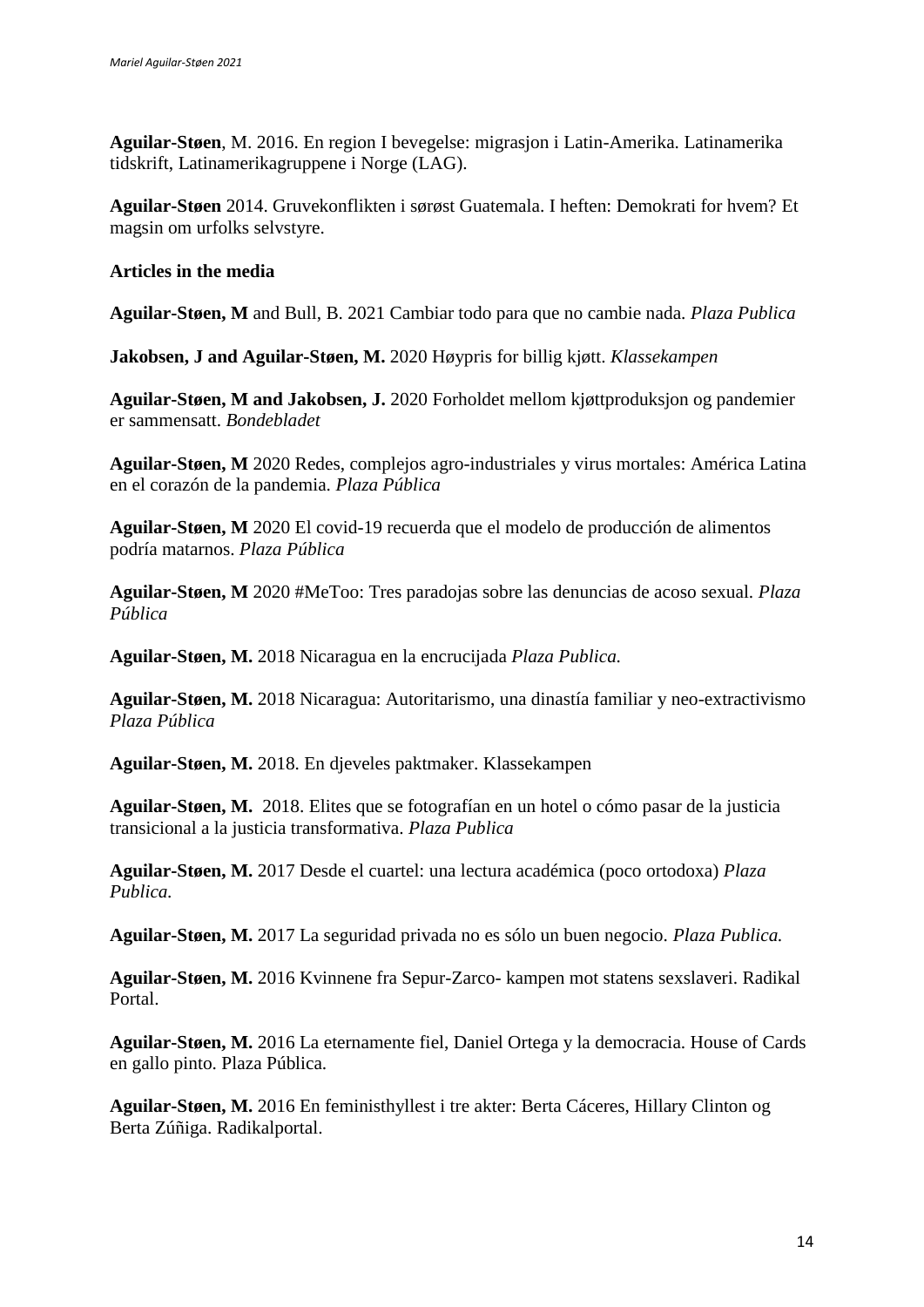**Aguilar-Støen**, M. 2016. En region I bevegelse: migrasjon i Latin-Amerika. Latinamerika tidskrift, Latinamerikagruppene i Norge (LAG).

**Aguilar-Støen** 2014. Gruvekonflikten i sørøst Guatemala. I heften: Demokrati for hvem? Et magsin om urfolks selvstyre.

**Articles in the media**

**Aguilar-Støen, M** and Bull, B. 2021 Cambiar todo para que no cambie nada. *Plaza Publica*

**Jakobsen, J and Aguilar-Støen, M.** 2020 Høypris for billig kjøtt. *Klassekampen*

**Aguilar-Støen, M and Jakobsen, J.** 2020 Forholdet mellom kjøttproduksjon og pandemier er sammensatt. *Bondebladet*

**Aguilar-Støen, M** 2020 Redes, complejos agro-industriales y virus mortales: América Latina en el corazón de la pandemia. *Plaza Pública*

**Aguilar-Støen, M** 2020 El covid-19 recuerda que el modelo de producción de alimentos podría matarnos. *Plaza Pública*

**Aguilar-Støen, M** 2020 #MeToo: Tres paradojas sobre las denuncias de acoso sexual. *Plaza Pública*

**Aguilar-Støen, M.** 2018 Nicaragua en la encrucijada *Plaza Publica.*

**Aguilar-Støen, M.** 2018 Nicaragua: Autoritarismo, una dinastía familiar y neo-extractivismo *Plaza Pública*

**Aguilar-Støen, M.** 2018. En djeveles paktmaker. Klassekampen

**Aguilar-Støen, M.** 2018. Elites que se fotografían en un hotel o cómo pasar de la justicia transicional a la justicia transformativa. *Plaza Publica*

**Aguilar-Støen, M.** 2017 Desde el cuartel: una lectura académica (poco ortodoxa) *Plaza Publica.*

**Aguilar-Støen, M.** 2017 La seguridad privada no es sólo un buen negocio. *Plaza Publica.*

**Aguilar-Støen, M.** 2016 Kvinnene fra Sepur-Zarco- kampen mot statens sexslaveri. Radikal Portal.

**Aguilar-Støen, M.** 2016 La eternamente fiel, Daniel Ortega y la democracia. House of Cards en gallo pinto. Plaza Pública.

**Aguilar-Støen, M.** 2016 En feministhyllest i tre akter: Berta Cáceres, Hillary Clinton og Berta Zúñiga. Radikalportal.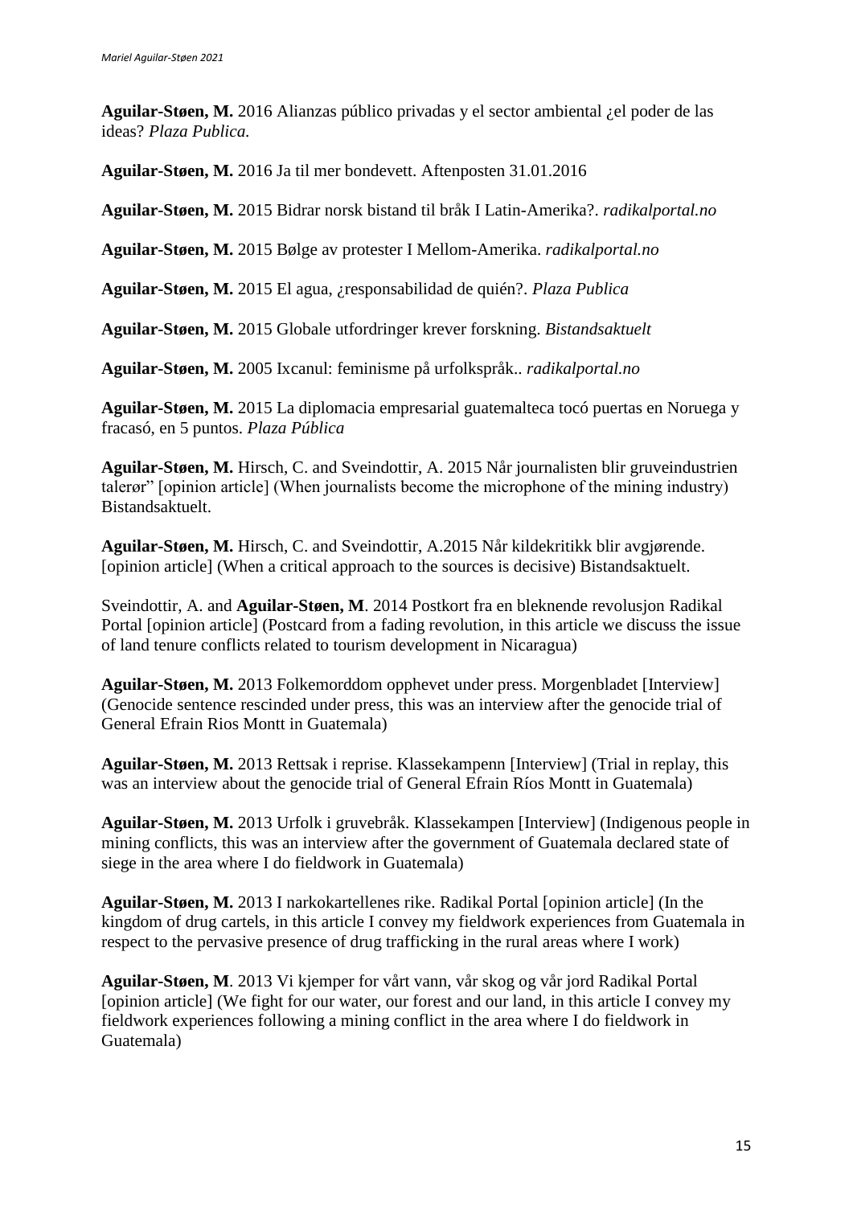**Aguilar-Støen, M.** 2016 Alianzas público privadas y el sector ambiental ¿el poder de las ideas? *Plaza Publica.*

**Aguilar-Støen, M.** 2016 Ja til mer bondevett. Aftenposten 31.01.2016

**Aguilar-Støen, M.** 2015 Bidrar norsk bistand til bråk I Latin-Amerika?. *radikalportal.no*

**Aguilar-Støen, M.** 2015 Bølge av protester I Mellom-Amerika. *radikalportal.no*

**Aguilar-Støen, M.** 2015 El agua, ¿responsabilidad de quién?. *Plaza Publica*

**Aguilar-Støen, M.** 2015 Globale utfordringer krever forskning. *Bistandsaktuelt*

**Aguilar-Støen, M.** 2005 Ixcanul: feminisme på urfolkspråk.. *radikalportal.no*

**Aguilar-Støen, M.** 2015 La diplomacia empresarial guatemalteca tocó puertas en Noruega y fracasó, en 5 puntos. *Plaza Pública*

**Aguilar-Støen, M.** Hirsch, C. and Sveindottir, A. 2015 Når journalisten blir gruveindustrien talerør" [opinion article] (When journalists become the microphone of the mining industry) Bistandsaktuelt.

**Aguilar-Støen, M.** Hirsch, C. and Sveindottir, A.2015 Når kildekritikk blir avgjørende. [opinion article] (When a critical approach to the sources is decisive) Bistandsaktuelt.

Sveindottir, A. and **Aguilar-Støen, M**. 2014 Postkort fra en bleknende revolusjon Radikal Portal [opinion article] (Postcard from a fading revolution, in this article we discuss the issue of land tenure conflicts related to tourism development in Nicaragua)

**Aguilar-Støen, M.** 2013 Folkemorddom opphevet under press. Morgenbladet [Interview] (Genocide sentence rescinded under press, this was an interview after the genocide trial of General Efrain Rios Montt in Guatemala)

**Aguilar-Støen, M.** 2013 Rettsak i reprise. Klassekampenn [Interview] (Trial in replay, this was an interview about the genocide trial of General Efrain Ríos Montt in Guatemala)

**Aguilar-Støen, M.** 2013 Urfolk i gruvebråk. Klassekampen [Interview] (Indigenous people in mining conflicts, this was an interview after the government of Guatemala declared state of siege in the area where I do fieldwork in Guatemala)

**Aguilar-Støen, M.** 2013 I narkokartellenes rike. Radikal Portal [opinion article] (In the kingdom of drug cartels, in this article I convey my fieldwork experiences from Guatemala in respect to the pervasive presence of drug trafficking in the rural areas where I work)

**Aguilar-Støen, M**. 2013 Vi kjemper for vårt vann, vår skog og vår jord Radikal Portal [opinion article] (We fight for our water, our forest and our land, in this article I convey my fieldwork experiences following a mining conflict in the area where I do fieldwork in Guatemala)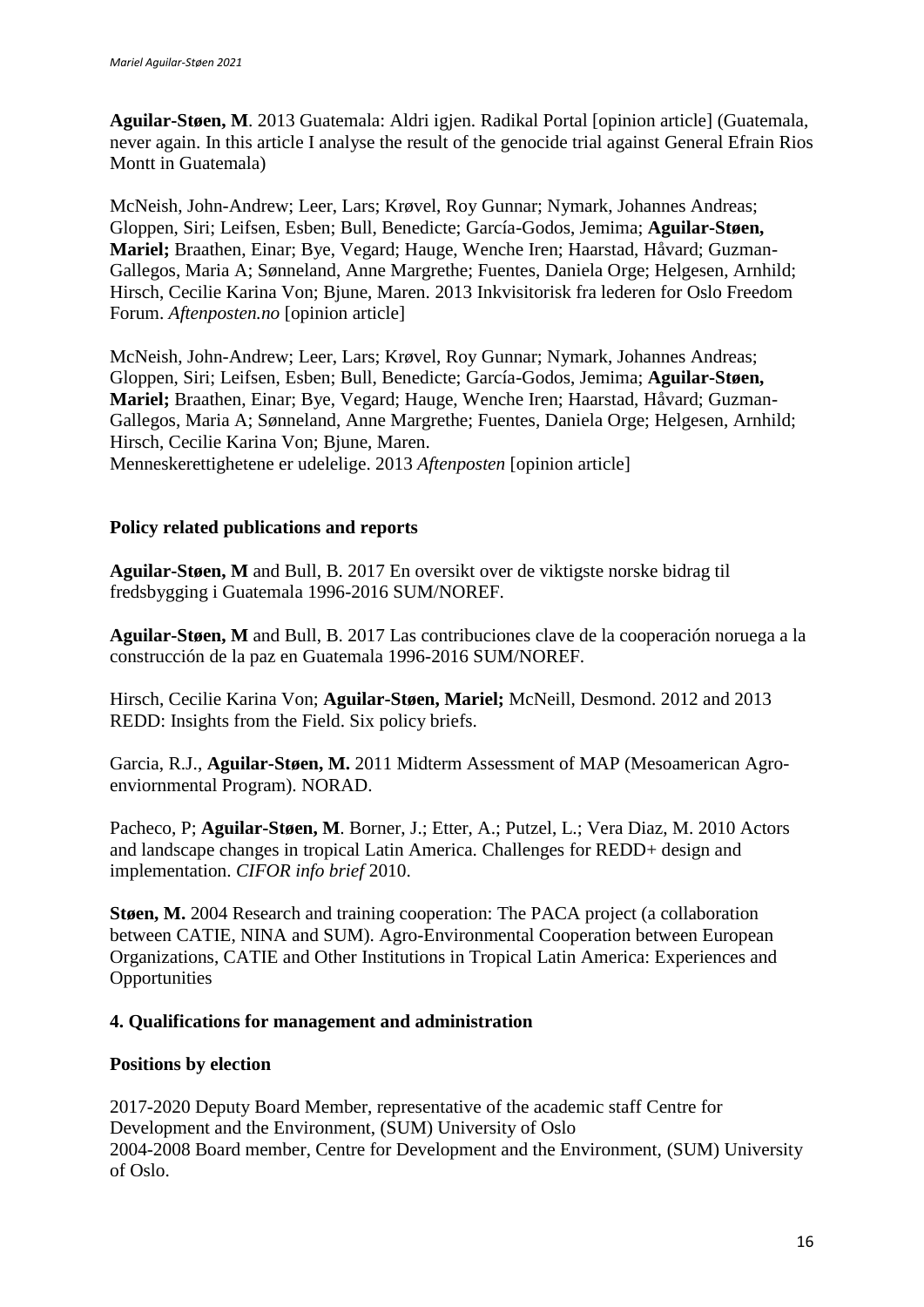**Aguilar-Støen, M**. 2013 Guatemala: Aldri igjen. Radikal Portal [opinion article] (Guatemala, never again. In this article I analyse the result of the genocide trial against General Efrain Rios Montt in Guatemala)

McNeish, John-Andrew; Leer, Lars; Krøvel, Roy Gunnar; Nymark, Johannes Andreas; Gloppen, Siri; Leifsen, Esben; Bull, Benedicte; García-Godos, Jemima; **Aguilar-Støen, Mariel;** Braathen, Einar; Bye, Vegard; Hauge, Wenche Iren; Haarstad, Håvard; Guzman-Gallegos, Maria A; Sønneland, Anne Margrethe; Fuentes, Daniela Orge; Helgesen, Arnhild; Hirsch, Cecilie Karina Von; Bjune, Maren. 2013 Inkvisitorisk fra lederen for Oslo Freedom Forum. *Aftenposten.no* [opinion article]

McNeish, John-Andrew; Leer, Lars; Krøvel, Roy Gunnar; Nymark, Johannes Andreas; Gloppen, Siri; Leifsen, Esben; Bull, Benedicte; García-Godos, Jemima; **Aguilar-Støen, Mariel;** Braathen, Einar; Bye, Vegard; Hauge, Wenche Iren; Haarstad, Håvard; Guzman-Gallegos, Maria A; Sønneland, Anne Margrethe; Fuentes, Daniela Orge; Helgesen, Arnhild; Hirsch, Cecilie Karina Von; Bjune, Maren.
Menneskerettighetene er udelelige. 2013 *Aftenposten* [opinion article]

### Policy related publications and reports

**Aguilar-Støen, M** and Bull, B. 2017 En oversikt over de viktigste norske bidrag til fredsbygging i Guatemala 1996-2016 SUM/NOREF.

**Aguilar-Støen, M** and Bull, B. 2017 Las contribuciones clave de la cooperación noruega a la construcción de la paz en Guatemala 1996-2016 SUM/NOREF.

Hirsch, Cecilie Karina Von; **Aguilar-Støen, Mariel;** McNeill, Desmond. 2012 and 2013 REDD: Insights from the Field. Six policy briefs.

Garcia, R.J., **Aguilar-Støen, M.** 2011 Midterm Assessment of MAP (Mesoamerican Agro-enviornmental Program). NORAD.

Pacheco, P; **Aguilar-Støen, M**. Borner, J.; Etter, A.; Putzel, L.; Vera Diaz, M. 2010 Actors and landscape changes in tropical Latin America. Challenges for REDD+ design and implementation. *CIFOR info brief* 2010.

**Støen, M.** 2004 Research and training cooperation: The PACA project (a collaboration between CATIE, NINA and SUM). Agro-Environmental Cooperation between European Organizations, CATIE and Other Institutions in Tropical Latin America: Experiences and Opportunities

## 4. Qualifications for management and administration

### Positions by election

2017-2020 Deputy Board Member, representative of the academic staff Centre for Development and the Environment, (SUM) University of Oslo
2004-2008 Board member, Centre for Development and the Environment, (SUM) University of Oslo.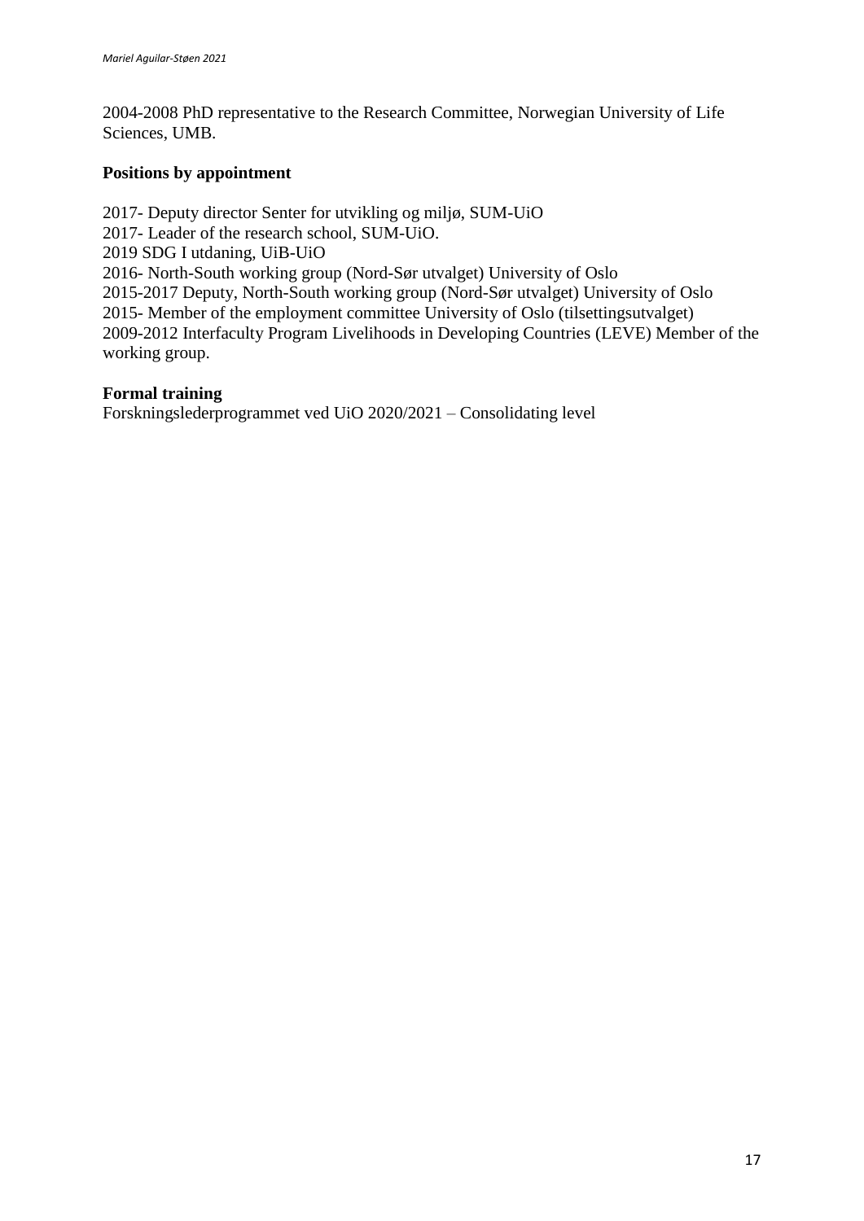2004-2008 PhD representative to the Research Committee, Norwegian University of Life Sciences, UMB.

**Positions by appointment**

2017- Deputy director Senter for utvikling og miljø, SUM-UiO
2017- Leader of the research school, SUM-UiO.
2019 SDG I utdaning, UiB-UiO
2016- North-South working group (Nord-Sør utvalget) University of Oslo
2015-2017 Deputy, North-South working group (Nord-Sør utvalget) University of Oslo
2015- Member of the employment committee University of Oslo (tilsettingsutvalget)
2009-2012 Interfaculty Program Livelihoods in Developing Countries (LEVE) Member of the working group.

**Formal training**

Forskningslederprogrammet ved UiO 2020/2021 – Consolidating level